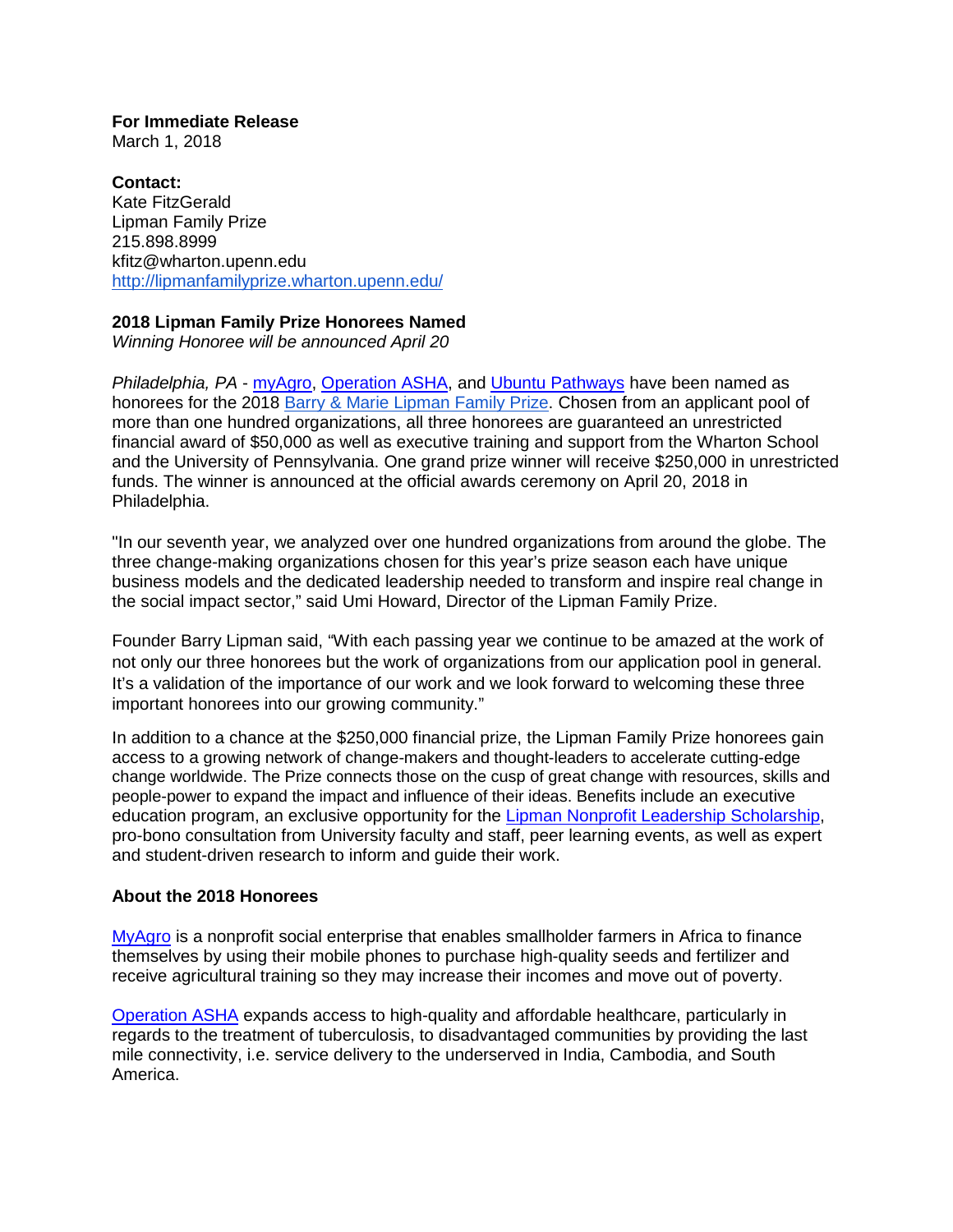**For Immediate Release**
March 1, 2018

**Contact:**
Kate FitzGerald
Lipman Family Prize
215.898.8999
kfitz@wharton.upenn.edu
http://lipmanfamilyprize.wharton.upenn.edu/

**2018 Lipman Family Prize Honorees Named**
*Winning Honoree will be announced April 20*

*Philadelphia, PA* - myAgro, Operation ASHA, and Ubuntu Pathways have been named as honorees for the 2018 Barry & Marie Lipman Family Prize. Chosen from an applicant pool of more than one hundred organizations, all three honorees are guaranteed an unrestricted financial award of $50,000 as well as executive training and support from the Wharton School and the University of Pennsylvania. One grand prize winner will receive $250,000 in unrestricted funds. The winner is announced at the official awards ceremony on April 20, 2018 in Philadelphia.

"In our seventh year, we analyzed over one hundred organizations from around the globe. The three change-making organizations chosen for this year's prize season each have unique business models and the dedicated leadership needed to transform and inspire real change in the social impact sector," said Umi Howard, Director of the Lipman Family Prize.

Founder Barry Lipman said, "With each passing year we continue to be amazed at the work of not only our three honorees but the work of organizations from our application pool in general. It's a validation of the importance of our work and we look forward to welcoming these three important honorees into our growing community."

In addition to a chance at the $250,000 financial prize, the Lipman Family Prize honorees gain access to a growing network of change-makers and thought-leaders to accelerate cutting-edge change worldwide. The Prize connects those on the cusp of great change with resources, skills and people-power to expand the impact and influence of their ideas. Benefits include an executive education program, an exclusive opportunity for the Lipman Nonprofit Leadership Scholarship, pro-bono consultation from University faculty and staff, peer learning events, as well as expert and student-driven research to inform and guide their work.

**About the 2018 Honorees**

MyAgro is a nonprofit social enterprise that enables smallholder farmers in Africa to finance themselves by using their mobile phones to purchase high-quality seeds and fertilizer and receive agricultural training so they may increase their incomes and move out of poverty.

Operation ASHA expands access to high-quality and affordable healthcare, particularly in regards to the treatment of tuberculosis, to disadvantaged communities by providing the last mile connectivity, i.e. service delivery to the underserved in India, Cambodia, and South America.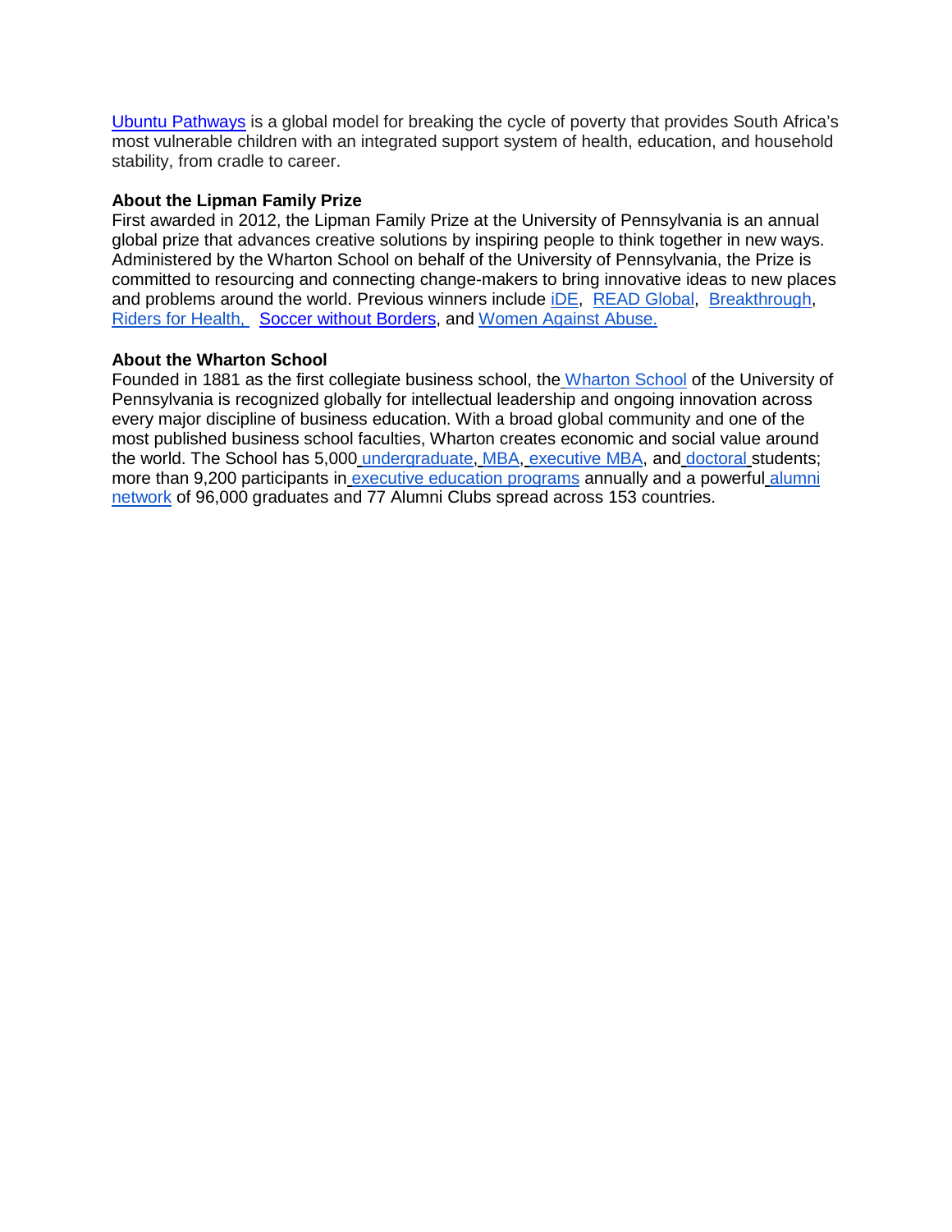Ubuntu Pathways is a global model for breaking the cycle of poverty that provides South Africa's most vulnerable children with an integrated support system of health, education, and household stability, from cradle to career.

**About the Lipman Family Prize**

First awarded in 2012, the Lipman Family Prize at the University of Pennsylvania is an annual global prize that advances creative solutions by inspiring people to think together in new ways. Administered by the Wharton School on behalf of the University of Pennsylvania, the Prize is committed to resourcing and connecting change-makers to bring innovative ideas to new places and problems around the world. Previous winners include iDE, READ Global, Breakthrough, Riders for Health, Soccer without Borders, and Women Against Abuse.

**About the Wharton School**

Founded in 1881 as the first collegiate business school, the Wharton School of the University of Pennsylvania is recognized globally for intellectual leadership and ongoing innovation across every major discipline of business education. With a broad global community and one of the most published business school faculties, Wharton creates economic and social value around the world. The School has 5,000 undergraduate, MBA, executive MBA, and doctoral students; more than 9,200 participants in executive education programs annually and a powerful alumni network of 96,000 graduates and 77 Alumni Clubs spread across 153 countries.